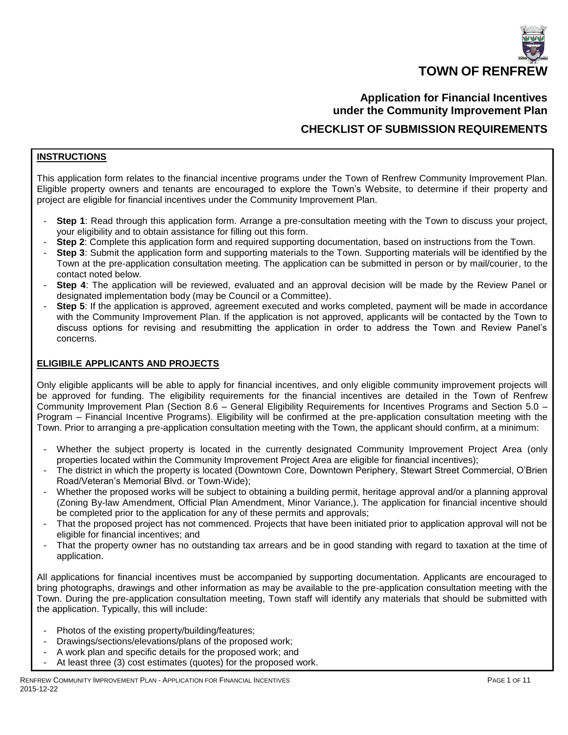# TOWN OF RENFREW

## Application for Financial Incentives under the Community Improvement Plan

## CHECKLIST OF SUBMISSION REQUIREMENTS

### INSTRUCTIONS

This application form relates to the financial incentive programs under the Town of Renfrew Community Improvement Plan. Eligible property owners and tenants are encouraged to explore the Town's Website, to determine if their property and project are eligible for financial incentives under the Community Improvement Plan.

- **Step 1**: Read through this application form. Arrange a pre-consultation meeting with the Town to discuss your project, your eligibility and to obtain assistance for filling out this form.
- **Step 2**: Complete this application form and required supporting documentation, based on instructions from the Town.
- **Step 3**: Submit the application form and supporting materials to the Town. Supporting materials will be identified by the Town at the pre-application consultation meeting. The application can be submitted in person or by mail/courier, to the contact noted below.
- **Step 4**: The application will be reviewed, evaluated and an approval decision will be made by the Review Panel or designated implementation body (may be Council or a Committee).
- **Step 5**: If the application is approved, agreement executed and works completed, payment will be made in accordance with the Community Improvement Plan. If the application is not approved, applicants will be contacted by the Town to discuss options for revising and resubmitting the application in order to address the Town and Review Panel's concerns.

### ELIGIBILE APPLICANTS AND PROJECTS

Only eligible applicants will be able to apply for financial incentives, and only eligible community improvement projects will be approved for funding. The eligibility requirements for the financial incentives are detailed in the Town of Renfrew Community Improvement Plan (Section 8.6 – General Eligibility Requirements for Incentives Programs and Section 5.0 – Program – Financial Incentive Programs). Eligibility will be confirmed at the pre-application consultation meeting with the Town. Prior to arranging a pre-application consultation meeting with the Town, the applicant should confirm, at a minimum:

- Whether the subject property is located in the currently designated Community Improvement Project Area (only properties located within the Community Improvement Project Area are eligible for financial incentives);
- The district in which the property is located (Downtown Core, Downtown Periphery, Stewart Street Commercial, O'Brien Road/Veteran's Memorial Blvd. or Town-Wide);
- Whether the proposed works will be subject to obtaining a building permit, heritage approval and/or a planning approval (Zoning By-law Amendment, Official Plan Amendment, Minor Variance,). The application for financial incentive should be completed prior to the application for any of these permits and approvals;
- That the proposed project has not commenced. Projects that have been initiated prior to application approval will not be eligible for financial incentives; and
- That the property owner has no outstanding tax arrears and be in good standing with regard to taxation at the time of application.

All applications for financial incentives must be accompanied by supporting documentation. Applicants are encouraged to bring photographs, drawings and other information as may be available to the pre-application consultation meeting with the Town. During the pre-application consultation meeting, Town staff will identify any materials that should be submitted with the application. Typically, this will include:

- Photos of the existing property/building/features;
- Drawings/sections/elevations/plans of the proposed work;
- A work plan and specific details for the proposed work; and
- At least three (3) cost estimates (quotes) for the proposed work.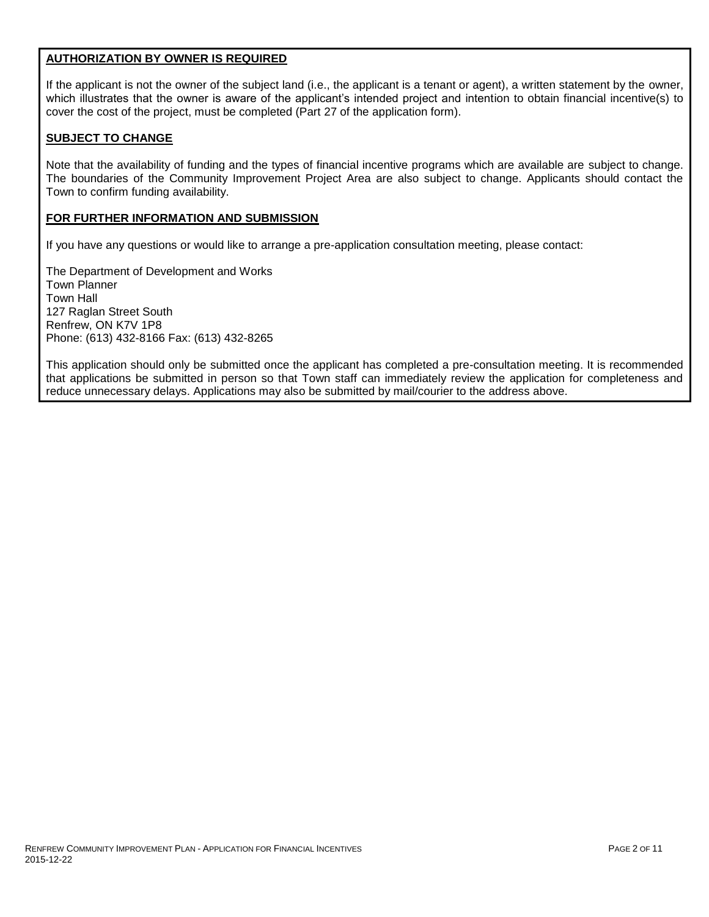**AUTHORIZATION BY OWNER IS REQUIRED**

If the applicant is not the owner of the subject land (i.e., the applicant is a tenant or agent), a written statement by the owner, which illustrates that the owner is aware of the applicant's intended project and intention to obtain financial incentive(s) to cover the cost of the project, must be completed (Part 27 of the application form).

**SUBJECT TO CHANGE**

Note that the availability of funding and the types of financial incentive programs which are available are subject to change. The boundaries of the Community Improvement Project Area are also subject to change. Applicants should contact the Town to confirm funding availability.

**FOR FURTHER INFORMATION AND SUBMISSION**

If you have any questions or would like to arrange a pre-application consultation meeting, please contact:

The Department of Development and Works
Town Planner
Town Hall
127 Raglan Street South
Renfrew, ON K7V 1P8
Phone: (613) 432-8166 Fax: (613) 432-8265

This application should only be submitted once the applicant has completed a pre-consultation meeting. It is recommended that applications be submitted in person so that Town staff can immediately review the application for completeness and reduce unnecessary delays. Applications may also be submitted by mail/courier to the address above.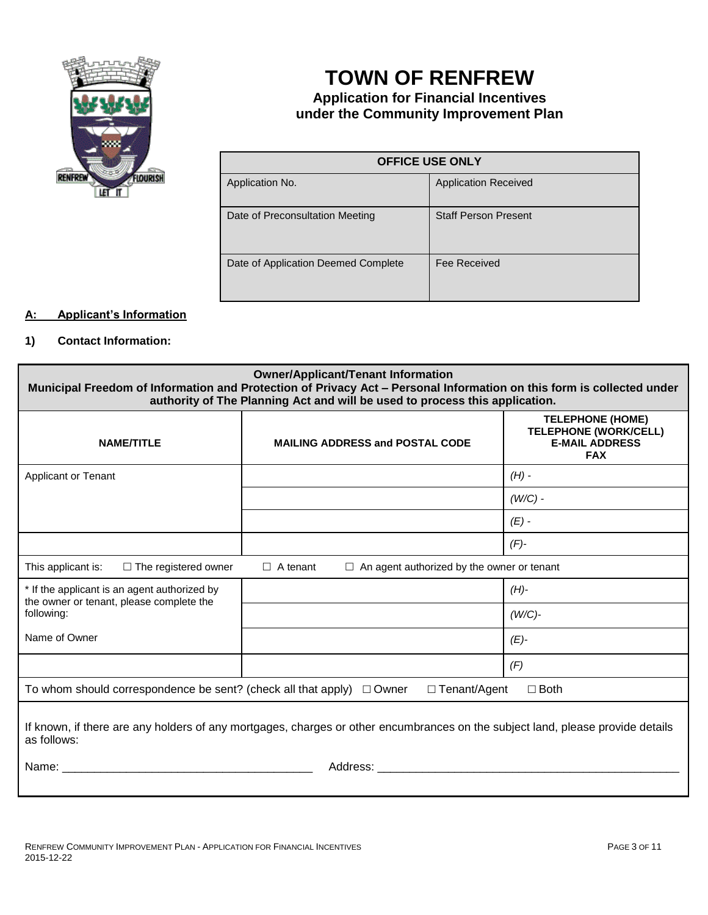# TOWN OF RENFREW

**Application for Financial Incentives under the Community Improvement Plan**

| OFFICE USE ONLY | |
|---|---|
| Application No. | Application Received |
| Date of Preconsultation Meeting | Staff Person Present |
| Date of Application Deemed Complete | Fee Received |

**A: Applicant's Information**

**1) Contact Information:**

| **Owner/Applicant/Tenant Information** Municipal Freedom of Information and Protection of Privacy Act – Personal Information on this form is collected under authority of The Planning Act and will be used to process this application. | | |
|---|---|---|
| **NAME/TITLE** | **MAILING ADDRESS and POSTAL CODE** | **TELEPHONE (HOME) TELEPHONE (WORK/CELL) E-MAIL ADDRESS FAX** |
| Applicant or Tenant | | *(H) -* |
| | | *(W/C) -* |
| | | *(E) -* |
| | | *(F)-* |
| This applicant is: ☐ The registered owner ☐ A tenant ☐ An agent authorized by the owner or tenant | | |
| * If the applicant is an agent authorized by the owner or tenant, please complete the following: | | *(H)-* |
| | | *(W/C)-* |
| Name of Owner | | *(E)-* |
| | | *(F)* |
| To whom should correspondence be sent? (check all that apply) ☐ Owner ☐ Tenant/Agent ☐ Both | | |

If known, if there are any holders of any mortgages, charges or other encumbrances on the subject land, please provide details as follows:

Name: ________________________________________ Address: ________________________________________________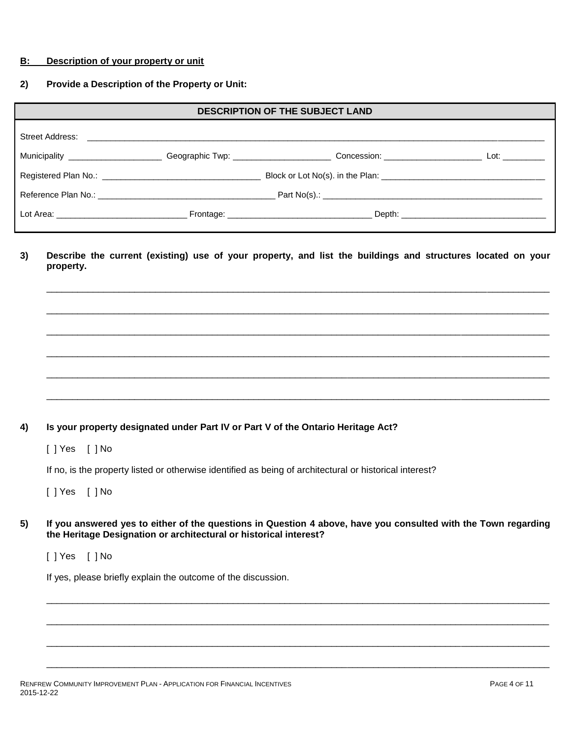**B: Description of your property or unit**

**2) Provide a Description of the Property or Unit:**

| DESCRIPTION OF THE SUBJECT LAND |
| --- |
| Street Address: ______________________________________________ |
| Municipality ____________________ Geographic Twp: _____________________ Concession: _____________________ Lot: _________ |
| Registered Plan No.: __________________________________ Block or Lot No(s). in the Plan: __________________________________ |
| Reference Plan No.: ______________________________________ Part No(s).: ______________________________________ |
| Lot Area: ____________________________ Frontage: _______________________________ Depth: _______________________________ |

**3) Describe the current (existing) use of your property, and list the buildings and structures located on your property.**

_______________________________________________________________________________

_______________________________________________________________________________

_______________________________________________________________________________

_______________________________________________________________________________

_______________________________________________________________________________

_______________________________________________________________________________

**4) Is your property designated under Part IV or Part V of the Ontario Heritage Act?**

[ ] Yes [ ] No

If no, is the property listed or otherwise identified as being of architectural or historical interest?

[ ] Yes [ ] No

**5) If you answered yes to either of the questions in Question 4 above, have you consulted with the Town regarding the Heritage Designation or architectural or historical interest?**

[ ] Yes [ ] No

If yes, please briefly explain the outcome of the discussion.

_______________________________________________________________________________

_______________________________________________________________________________

_______________________________________________________________________________

_______________________________________________________________________________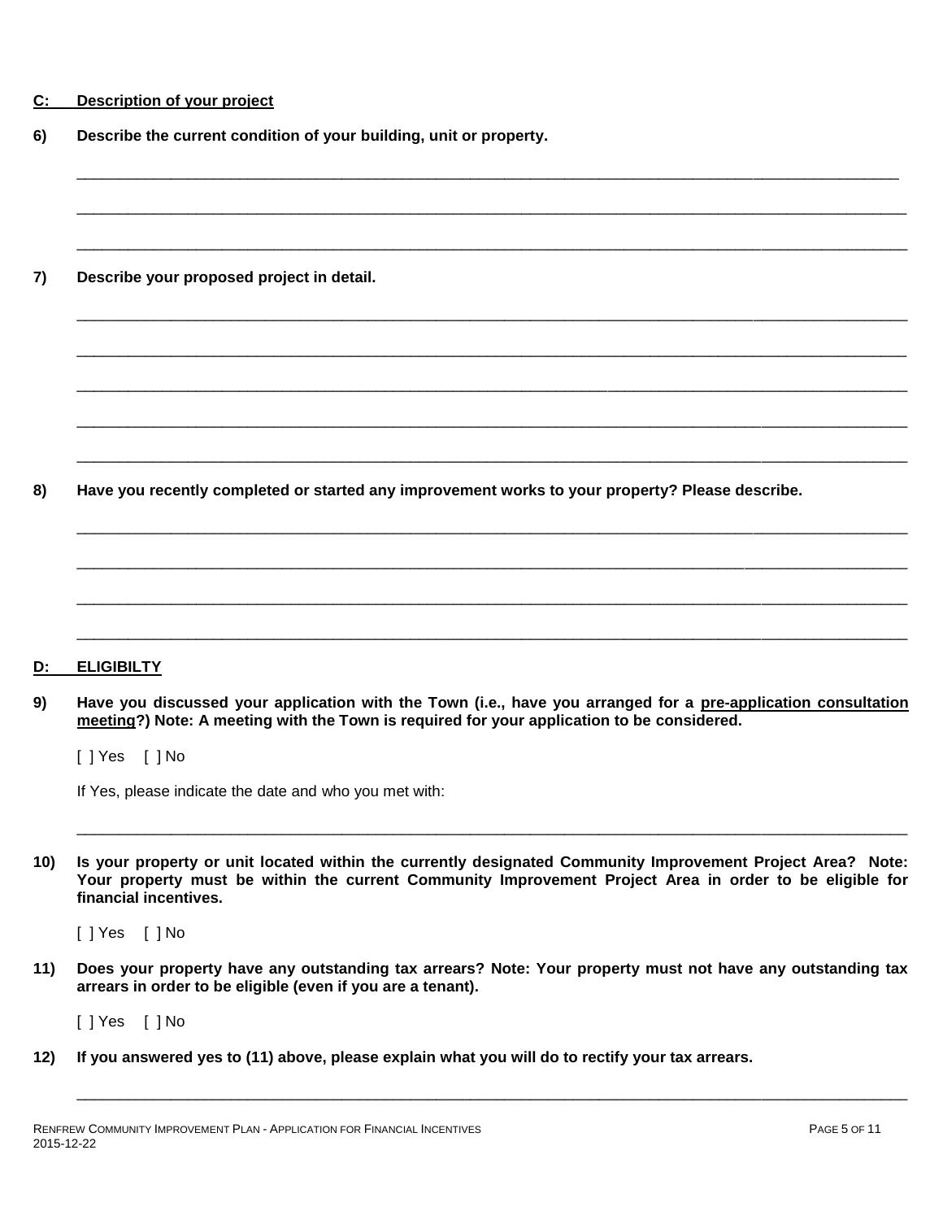## C: Description of your project

**6) Describe the current condition of your building, unit or property.**

______________________________________________________________________________________

______________________________________________________________________________________

______________________________________________________________________________________

**7) Describe your proposed project in detail.**

______________________________________________________________________________________

______________________________________________________________________________________

______________________________________________________________________________________

______________________________________________________________________________________

______________________________________________________________________________________

**8) Have you recently completed or started any improvement works to your property? Please describe.**

______________________________________________________________________________________

______________________________________________________________________________________

______________________________________________________________________________________

______________________________________________________________________________________

## D: ELIGIBILTY

**9) Have you discussed your application with the Town (i.e., have you arranged for a pre-application consultation meeting?) Note: A meeting with the Town is required for your application to be considered.**

[ ] Yes [ ] No

If Yes, please indicate the date and who you met with:

______________________________________________________________________________________

**10) Is your property or unit located within the currently designated Community Improvement Project Area? Note: Your property must be within the current Community Improvement Project Area in order to be eligible for financial incentives.**

[ ] Yes [ ] No

**11) Does your property have any outstanding tax arrears? Note: Your property must not have any outstanding tax arrears in order to be eligible (even if you are a tenant).**

[ ] Yes [ ] No

**12) If you answered yes to (11) above, please explain what you will do to rectify your tax arrears.**

______________________________________________________________________________________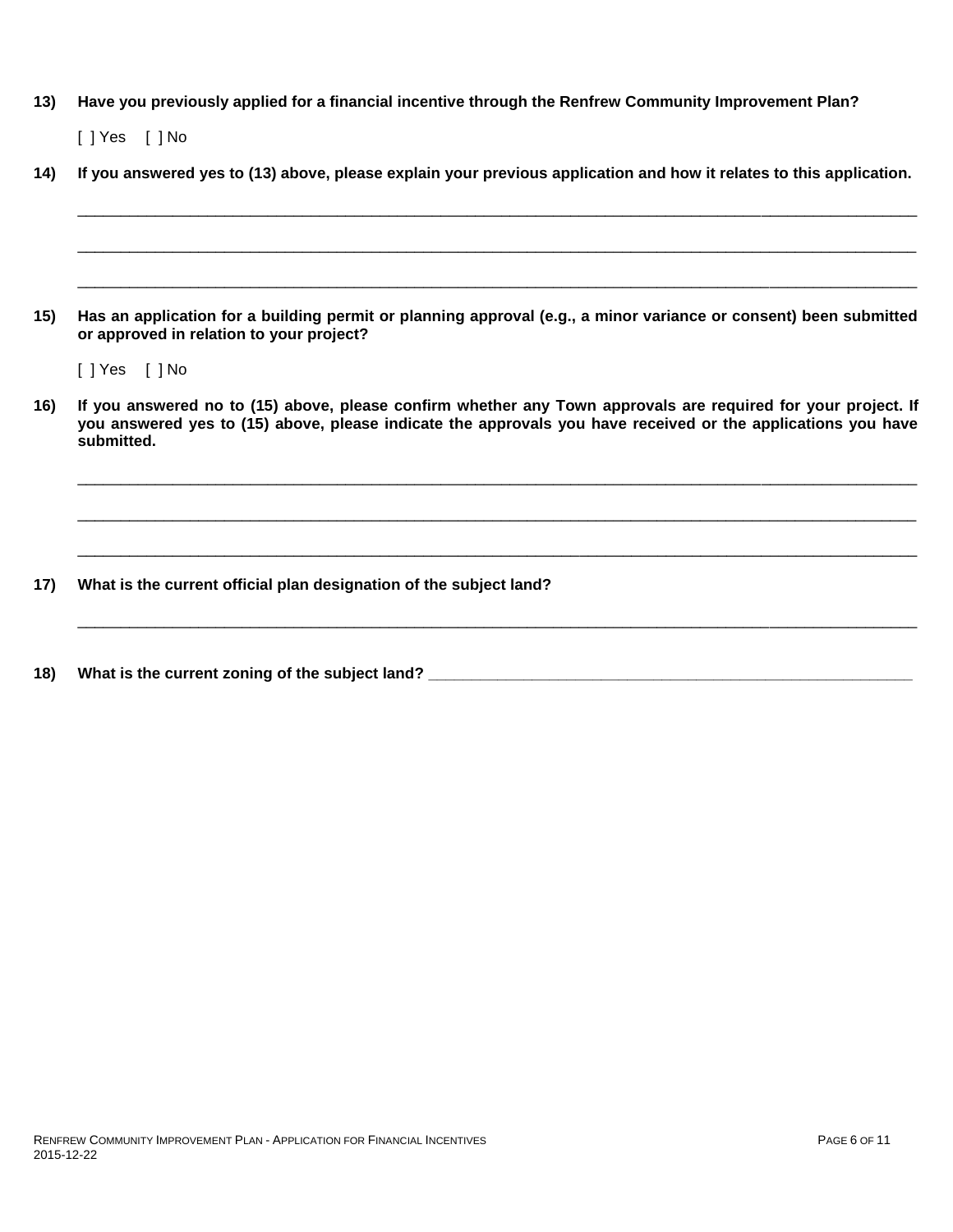**13) Have you previously applied for a financial incentive through the Renfrew Community Improvement Plan?**

[ ] Yes [ ] No

**14) If you answered yes to (13) above, please explain your previous application and how it relates to this application.**

______________________________________________________________________________________________

______________________________________________________________________________________________

______________________________________________________________________________________________

**15) Has an application for a building permit or planning approval (e.g., a minor variance or consent) been submitted or approved in relation to your project?**

[ ] Yes [ ] No

**16) If you answered no to (15) above, please confirm whether any Town approvals are required for your project. If you answered yes to (15) above, please indicate the approvals you have received or the applications you have submitted.**

______________________________________________________________________________________________

______________________________________________________________________________________________

______________________________________________________________________________________________

**17) What is the current official plan designation of the subject land?**

______________________________________________________________________________________________

**18) What is the current zoning of the subject land?** ______________________________________________________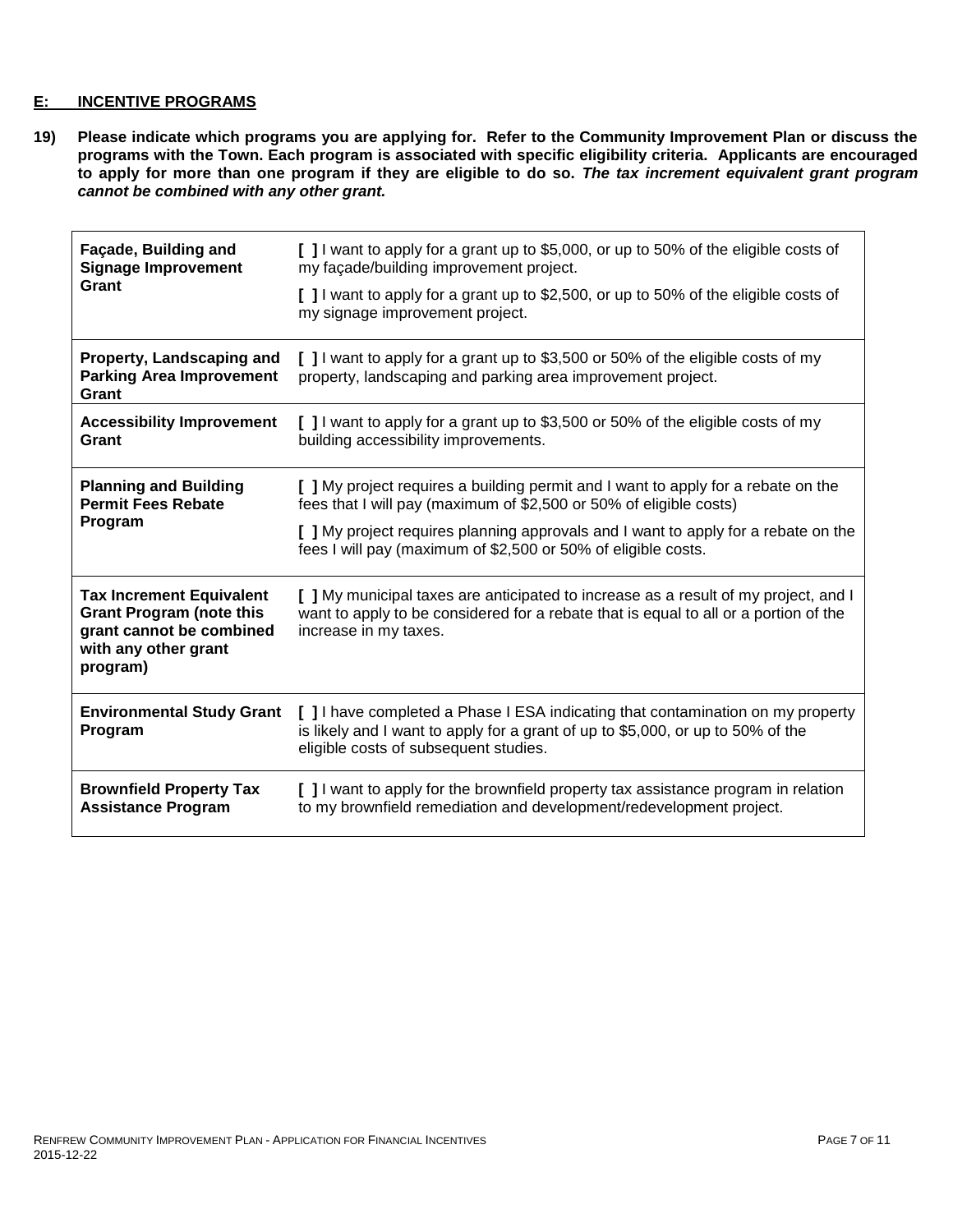## E: INCENTIVE PROGRAMS

**19) Please indicate which programs you are applying for. Refer to the Community Improvement Plan or discuss the programs with the Town. Each program is associated with specific eligibility criteria. Applicants are encouraged to apply for more than one program if they are eligible to do so. *The tax increment equivalent grant program cannot be combined with any other grant.***

| | |
|---|---|
| **Façade, Building and Signage Improvement Grant** | **[ ]** I want to apply for a grant up to $5,000, or up to 50% of the eligible costs of my façade/building improvement project.<br><br>**[ ]** I want to apply for a grant up to $2,500, or up to 50% of the eligible costs of my signage improvement project. |
| **Property, Landscaping and Parking Area Improvement Grant** | **[ ]** I want to apply for a grant up to $3,500 or 50% of the eligible costs of my property, landscaping and parking area improvement project. |
| **Accessibility Improvement Grant** | **[ ]** I want to apply for a grant up to $3,500 or 50% of the eligible costs of my building accessibility improvements. |
| **Planning and Building Permit Fees Rebate Program** | **[ ]** My project requires a building permit and I want to apply for a rebate on the fees that I will pay (maximum of $2,500 or 50% of eligible costs)<br><br>**[ ]** My project requires planning approvals and I want to apply for a rebate on the fees I will pay (maximum of $2,500 or 50% of eligible costs. |
| **Tax Increment Equivalent Grant Program (note this grant cannot be combined with any other grant program)** | **[ ]** My municipal taxes are anticipated to increase as a result of my project, and I want to apply to be considered for a rebate that is equal to all or a portion of the increase in my taxes. |
| **Environmental Study Grant Program** | **[ ]** I have completed a Phase I ESA indicating that contamination on my property is likely and I want to apply for a grant of up to $5,000, or up to 50% of the eligible costs of subsequent studies. |
| **Brownfield Property Tax Assistance Program** | **[ ]** I want to apply for the brownfield property tax assistance program in relation to my brownfield remediation and development/redevelopment project. |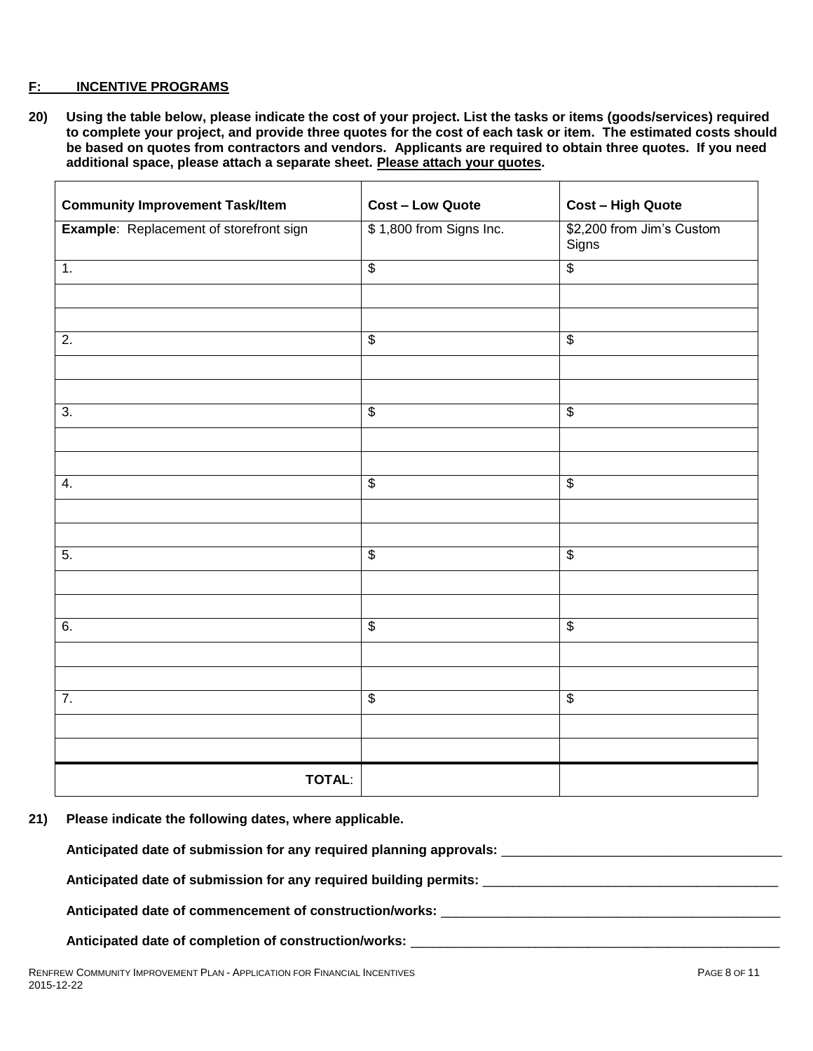## F: INCENTIVE PROGRAMS

**20) Using the table below, please indicate the cost of your project. List the tasks or items (goods/services) required to complete your project, and provide three quotes for the cost of each task or item. The estimated costs should be based on quotes from contractors and vendors. Applicants are required to obtain three quotes. If you need additional space, please attach a separate sheet. Please attach your quotes.**

| Community Improvement Task/Item | Cost – Low Quote | Cost – High Quote |
|---|---|---|
| **Example**: Replacement of storefront sign | $ 1,800 from Signs Inc. | $2,200 from Jim's Custom Signs |
| 1. | $ | $ |
| | | |
| | | |
| 2. | $ | $ |
| | | |
| | | |
| 3. | $ | $ |
| | | |
| | | |
| 4. | $ | $ |
| | | |
| | | |
| 5. | $ | $ |
| | | |
| | | |
| 6. | $ | $ |
| | | |
| | | |
| 7. | $ | $ |
| | | |
| | | |
| **TOTAL**: | | |

**21) Please indicate the following dates, where applicable.**

**Anticipated date of submission for any required planning approvals:** ______________________________________

**Anticipated date of submission for any required building permits:** ________________________________________

**Anticipated date of commencement of construction/works:** _______________________________________________

**Anticipated date of completion of construction/works:** __________________________________________________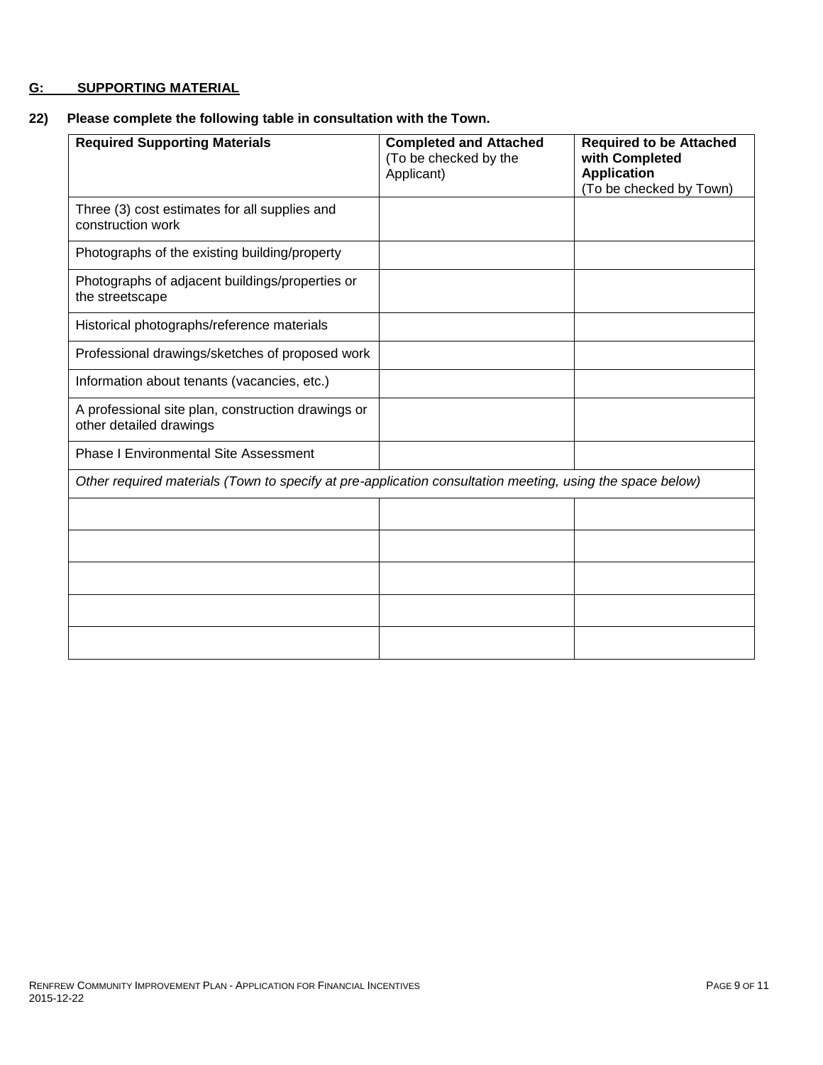## G: SUPPORTING MATERIAL

**22) Please complete the following table in consultation with the Town.**

| **Required Supporting Materials** | **Completed and Attached** (To be checked by the Applicant) | **Required to be Attached with Completed Application** (To be checked by Town) |
|---|---|---|
| Three (3) cost estimates for all supplies and construction work | | |
| Photographs of the existing building/property | | |
| Photographs of adjacent buildings/properties or the streetscape | | |
| Historical photographs/reference materials | | |
| Professional drawings/sketches of proposed work | | |
| Information about tenants (vacancies, etc.) | | |
| A professional site plan, construction drawings or other detailed drawings | | |
| Phase I Environmental Site Assessment | | |
| *Other required materials (Town to specify at pre-application consultation meeting, using the space below)* | | |
| | | |
| | | |
| | | |
| | | |
| | | |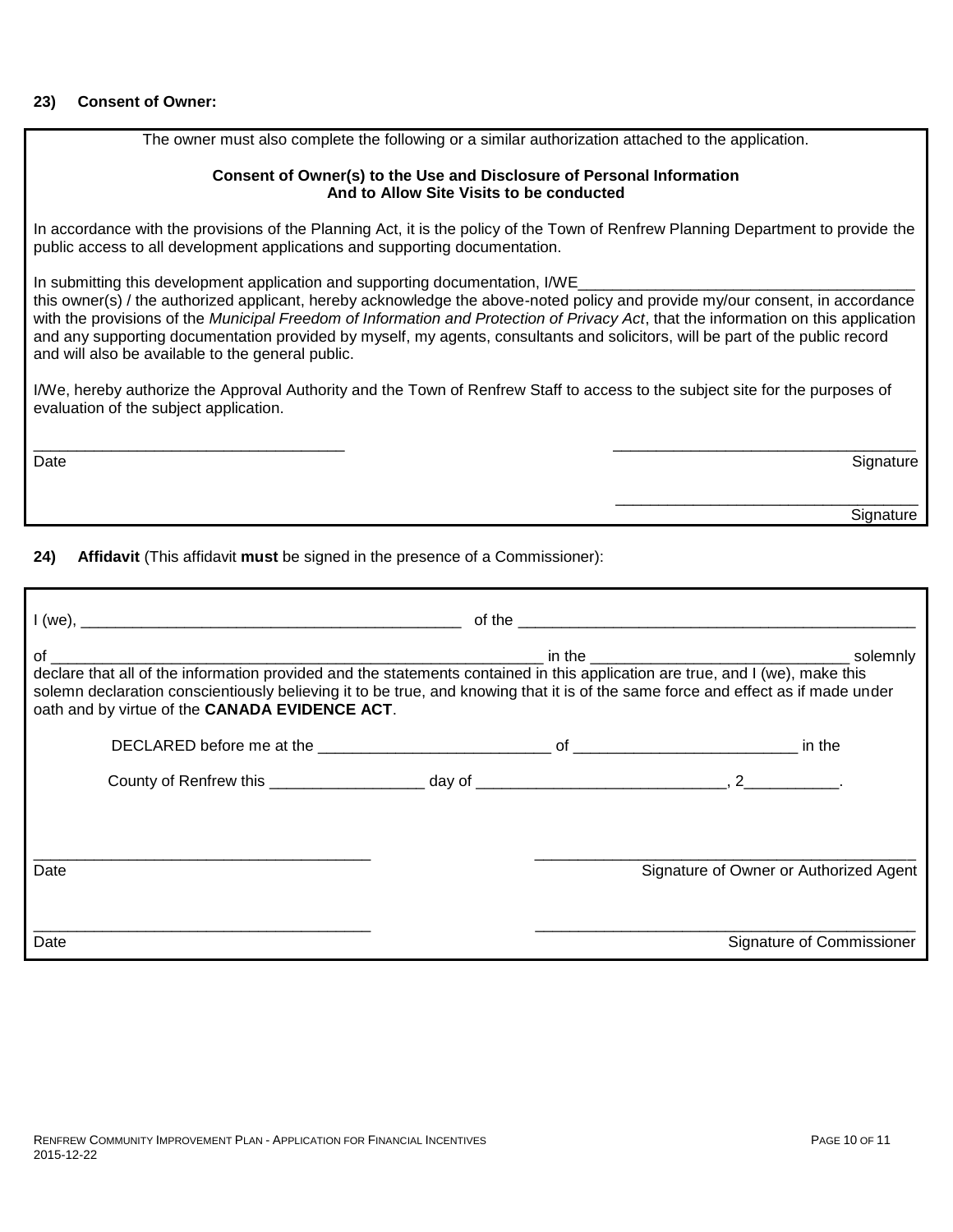**23) Consent of Owner:**

The owner must also complete the following or a similar authorization attached to the application.

**Consent of Owner(s) to the Use and Disclosure of Personal Information And to Allow Site Visits to be conducted**

In accordance with the provisions of the Planning Act, it is the policy of the Town of Renfrew Planning Department to provide the public access to all development applications and supporting documentation.

In submitting this development application and supporting documentation, I/WE\_\_\_\_\_\_\_\_\_\_\_\_\_\_\_\_\_\_\_\_\_\_\_\_\_\_\_\_\_\_\_\_\_\_\_\_\_\_\_\_ this owner(s) / the authorized applicant, hereby acknowledge the above-noted policy and provide my/our consent, in accordance with the provisions of the *Municipal Freedom of Information and Protection of Privacy Act*, that the information on this application and any supporting documentation provided by myself, my agents, consultants and solicitors, will be part of the public record and will also be available to the general public.

I/We, hereby authorize the Approval Authority and the Town of Renfrew Staff to access to the subject site for the purposes of evaluation of the subject application.

\_\_\_\_\_\_\_\_\_\_\_\_\_\_\_\_\_\_\_\_\_\_\_\_\_\_\_\_\_\_\_\_\_\_\_ &nbsp;&nbsp;&nbsp;&nbsp; \_\_\_\_\_\_\_\_\_\_\_\_\_\_\_\_\_\_\_\_\_\_\_\_\_\_\_\_\_\_\_\_\_\_\_
Date &nbsp;&nbsp;&nbsp;&nbsp; Signature

\_\_\_\_\_\_\_\_\_\_\_\_\_\_\_\_\_\_\_\_\_\_\_\_\_\_\_\_\_\_\_\_\_\_\_
Signature

**24) Affidavit** (This affidavit **must** be signed in the presence of a Commissioner):

I (we), \_\_\_\_\_\_\_\_\_\_\_\_\_\_\_\_\_\_\_\_\_\_\_\_\_\_\_\_\_\_\_\_\_\_\_\_\_\_\_\_\_\_\_\_ of the \_\_\_\_\_\_\_\_\_\_\_\_\_\_\_\_\_\_\_\_\_\_\_\_\_\_\_\_\_\_\_\_\_\_\_\_\_\_\_\_\_\_\_\_\_\_

of \_\_\_\_\_\_\_\_\_\_\_\_\_\_\_\_\_\_\_\_\_\_\_\_\_\_\_\_\_\_\_\_\_\_\_\_\_\_\_\_\_\_\_\_\_\_\_\_\_\_\_\_\_\_\_\_\_\_\_\_ in the \_\_\_\_\_\_\_\_\_\_\_\_\_\_\_\_\_\_\_\_\_\_\_\_\_\_\_\_\_\_\_ solemnly declare that all of the information provided and the statements contained in this application are true, and I (we), make this solemn declaration conscientiously believing it to be true, and knowing that it is of the same force and effect as if made under oath and by virtue of the **CANADA EVIDENCE ACT**.

DECLARED before me at the \_\_\_\_\_\_\_\_\_\_\_\_\_\_\_\_\_\_\_\_\_\_\_\_\_\_\_ of \_\_\_\_\_\_\_\_\_\_\_\_\_\_\_\_\_\_\_\_\_\_\_\_\_\_ in the

County of Renfrew this \_\_\_\_\_\_\_\_\_\_\_\_\_\_\_\_\_\_ day of \_\_\_\_\_\_\_\_\_\_\_\_\_\_\_\_\_\_\_\_\_\_\_\_\_\_\_\_\_\_, 2\_\_\_\_\_\_\_\_\_\_\_.

\_\_\_\_\_\_\_\_\_\_\_\_\_\_\_\_\_\_\_\_\_\_\_\_\_\_\_\_\_\_\_\_\_\_\_\_\_\_\_ &nbsp;&nbsp;&nbsp;&nbsp; \_\_\_\_\_\_\_\_\_\_\_\_\_\_\_\_\_\_\_\_\_\_\_\_\_\_\_\_\_\_\_\_\_\_\_\_\_\_\_\_\_\_\_\_
Date &nbsp;&nbsp;&nbsp;&nbsp; Signature of Owner or Authorized Agent

\_\_\_\_\_\_\_\_\_\_\_\_\_\_\_\_\_\_\_\_\_\_\_\_\_\_\_\_\_\_\_\_\_\_\_\_\_\_\_ &nbsp;&nbsp;&nbsp;&nbsp; \_\_\_\_\_\_\_\_\_\_\_\_\_\_\_\_\_\_\_\_\_\_\_\_\_\_\_\_\_\_\_\_\_\_\_\_\_\_\_\_\_\_\_\_
Date &nbsp;&nbsp;&nbsp;&nbsp; Signature of Commissioner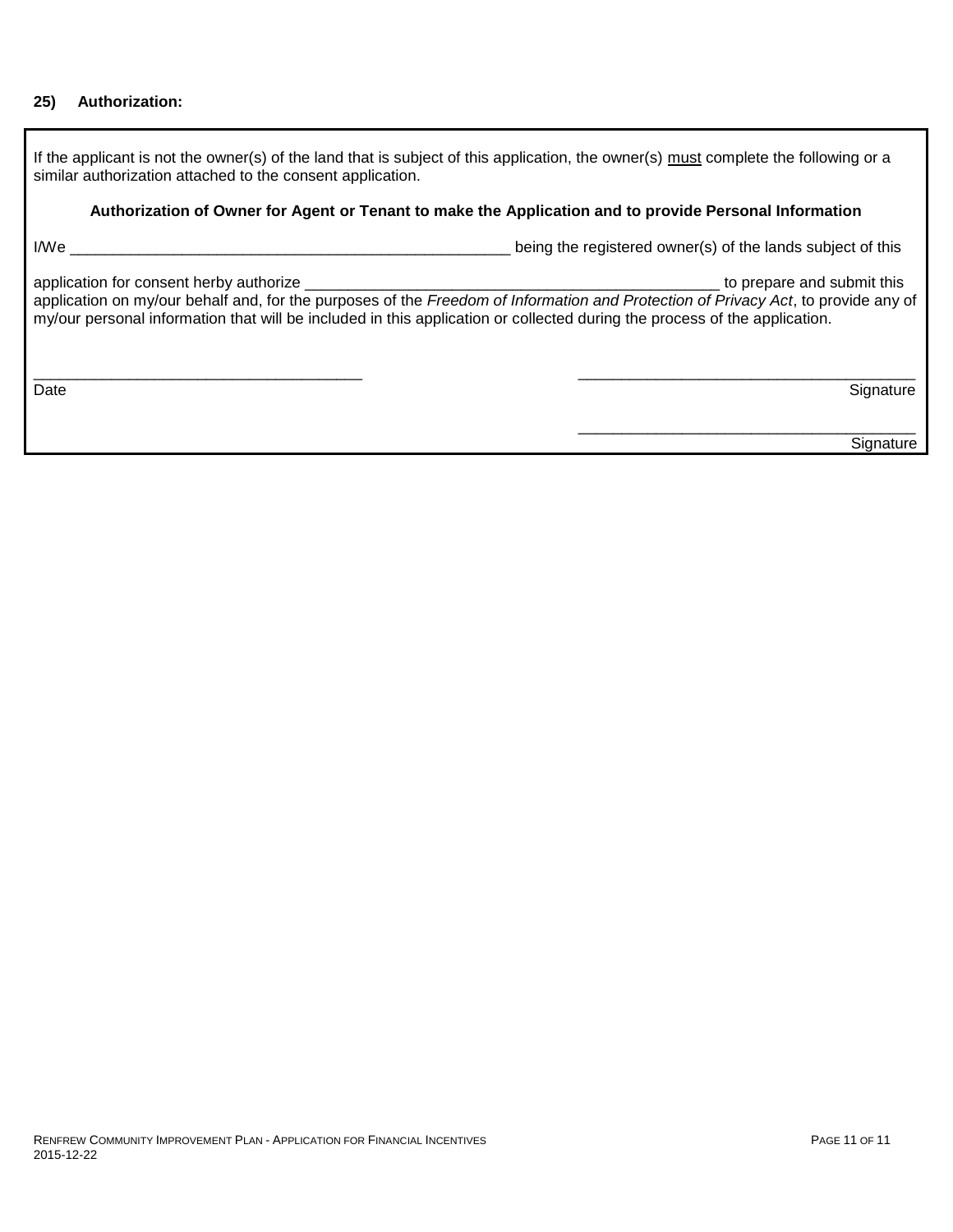**25) Authorization:**

If the applicant is not the owner(s) of the land that is subject of this application, the owner(s) must complete the following or a similar authorization attached to the consent application.

**Authorization of Owner for Agent or Tenant to make the Application and to provide Personal Information**

I/We ______________________________________________________ being the registered owner(s) of the lands subject of this

application for consent herby authorize __________________________________________________ to prepare and submit this application on my/our behalf and, for the purposes of the *Freedom of Information and Protection of Privacy Act*, to provide any of my/our personal information that will be included in this application or collected during the process of the application.

________________________________________
Date

________________________________________
Signature

________________________________________
Signature

RENFREW COMMUNITY IMPROVEMENT PLAN - APPLICATION FOR FINANCIAL INCENTIVES
2015-12-22